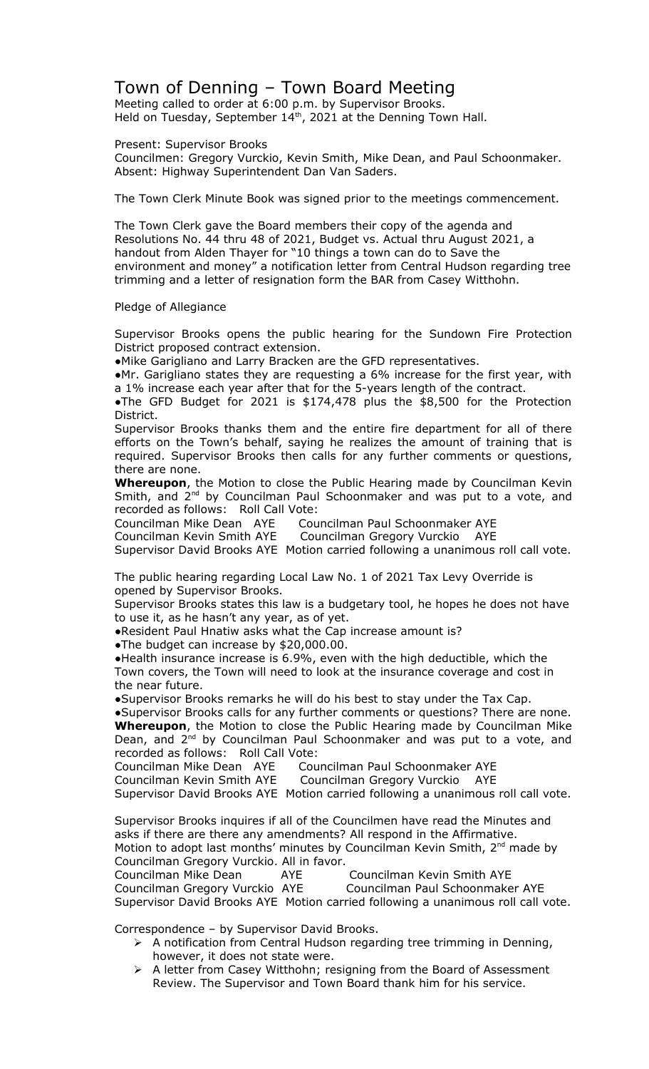# Town of Denning – Town Board Meeting

Meeting called to order at 6:00 p.m. by Supervisor Brooks.
Held on Tuesday, September 14th, 2021 at the Denning Town Hall.

Present: Supervisor Brooks
Councilmen: Gregory Vurckio, Kevin Smith, Mike Dean, and Paul Schoonmaker.
Absent: Highway Superintendent Dan Van Saders.

The Town Clerk Minute Book was signed prior to the meetings commencement.

The Town Clerk gave the Board members their copy of the agenda and Resolutions No. 44 thru 48 of 2021, Budget vs. Actual thru August 2021, a handout from Alden Thayer for "10 things a town can do to Save the environment and money" a notification letter from Central Hudson regarding tree trimming and a letter of resignation form the BAR from Casey Witthohn.

Pledge of Allegiance

Supervisor Brooks opens the public hearing for the Sundown Fire Protection District proposed contract extension.

●Mike Garigliano and Larry Bracken are the GFD representatives.

●Mr. Garigliano states they are requesting a 6% increase for the first year, with a 1% increase each year after that for the 5-years length of the contract.

●The GFD Budget for 2021 is $174,478 plus the $8,500 for the Protection District.

Supervisor Brooks thanks them and the entire fire department for all of there efforts on the Town's behalf, saying he realizes the amount of training that is required. Supervisor Brooks then calls for any further comments or questions, there are none.

**Whereupon**, the Motion to close the Public Hearing made by Councilman Kevin Smith, and 2nd by Councilman Paul Schoonmaker and was put to a vote, and recorded as follows: Roll Call Vote:

Councilman Mike Dean AYE Councilman Paul Schoonmaker AYE
Councilman Kevin Smith AYE Councilman Gregory Vurckio AYE
Supervisor David Brooks AYE Motion carried following a unanimous roll call vote.

The public hearing regarding Local Law No. 1 of 2021 Tax Levy Override is opened by Supervisor Brooks.

Supervisor Brooks states this law is a budgetary tool, he hopes he does not have to use it, as he hasn't any year, as of yet.

●Resident Paul Hnatiw asks what the Cap increase amount is?

●The budget can increase by $20,000.00.

●Health insurance increase is 6.9%, even with the high deductible, which the Town covers, the Town will need to look at the insurance coverage and cost in the near future.

●Supervisor Brooks remarks he will do his best to stay under the Tax Cap.

●Supervisor Brooks calls for any further comments or questions? There are none.

**Whereupon**, the Motion to close the Public Hearing made by Councilman Mike Dean, and 2nd by Councilman Paul Schoonmaker and was put to a vote, and recorded as follows: Roll Call Vote:

Councilman Mike Dean AYE Councilman Paul Schoonmaker AYE
Councilman Kevin Smith AYE Councilman Gregory Vurckio AYE
Supervisor David Brooks AYE Motion carried following a unanimous roll call vote.

Supervisor Brooks inquires if all of the Councilmen have read the Minutes and asks if there are there any amendments? All respond in the Affirmative.
Motion to adopt last months' minutes by Councilman Kevin Smith, 2nd made by Councilman Gregory Vurckio. All in favor.

Councilman Mike Dean AYE Councilman Kevin Smith AYE
Councilman Gregory Vurckio AYE Councilman Paul Schoonmaker AYE
Supervisor David Brooks AYE Motion carried following a unanimous roll call vote.

Correspondence – by Supervisor David Brooks.

- A notification from Central Hudson regarding tree trimming in Denning, however, it does not state were.
- A letter from Casey Witthohn; resigning from the Board of Assessment Review. The Supervisor and Town Board thank him for his service.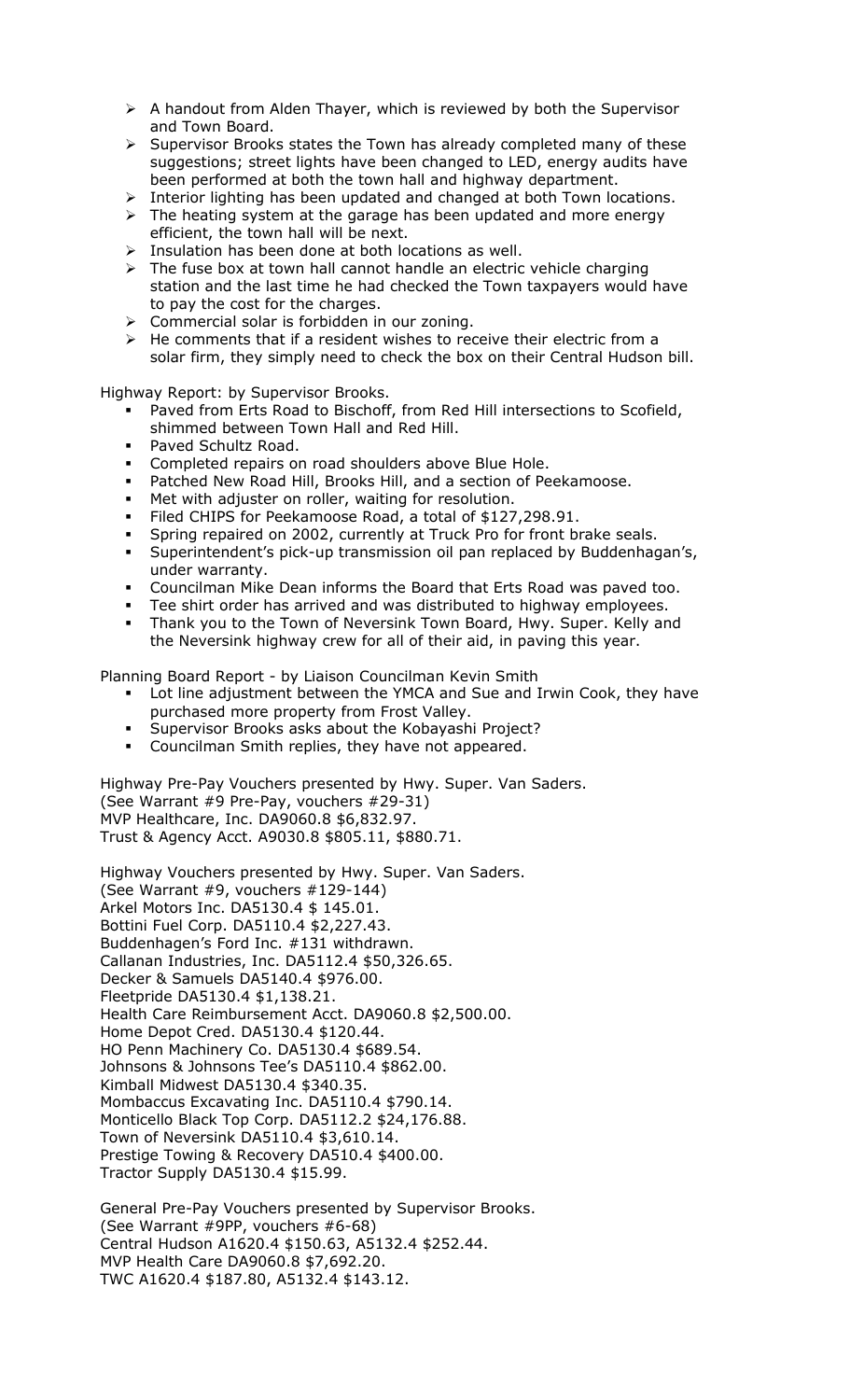- A handout from Alden Thayer, which is reviewed by both the Supervisor and Town Board.
- Supervisor Brooks states the Town has already completed many of these suggestions; street lights have been changed to LED, energy audits have been performed at both the town hall and highway department.
- Interior lighting has been updated and changed at both Town locations.
- The heating system at the garage has been updated and more energy efficient, the town hall will be next.
- Insulation has been done at both locations as well.
- The fuse box at town hall cannot handle an electric vehicle charging station and the last time he had checked the Town taxpayers would have to pay the cost for the charges.
- Commercial solar is forbidden in our zoning.
- He comments that if a resident wishes to receive their electric from a solar firm, they simply need to check the box on their Central Hudson bill.

Highway Report: by Supervisor Brooks.

- Paved from Erts Road to Bischoff, from Red Hill intersections to Scofield, shimmed between Town Hall and Red Hill.
- Paved Schultz Road.
- Completed repairs on road shoulders above Blue Hole.
- Patched New Road Hill, Brooks Hill, and a section of Peekamoose.
- Met with adjuster on roller, waiting for resolution.
- Filed CHIPS for Peekamoose Road, a total of $127,298.91.
- Spring repaired on 2002, currently at Truck Pro for front brake seals.
- Superintendent's pick-up transmission oil pan replaced by Buddenhagan's, under warranty.
- Councilman Mike Dean informs the Board that Erts Road was paved too.
- Tee shirt order has arrived and was distributed to highway employees.
- Thank you to the Town of Neversink Town Board, Hwy. Super. Kelly and the Neversink highway crew for all of their aid, in paving this year.

Planning Board Report - by Liaison Councilman Kevin Smith

- Lot line adjustment between the YMCA and Sue and Irwin Cook, they have purchased more property from Frost Valley.
- Supervisor Brooks asks about the Kobayashi Project?
- Councilman Smith replies, they have not appeared.

Highway Pre-Pay Vouchers presented by Hwy. Super. Van Saders.
(See Warrant #9 Pre-Pay, vouchers #29-31)
MVP Healthcare, Inc. DA9060.8 $6,832.97.
Trust & Agency Acct. A9030.8 $805.11, $880.71.

Highway Vouchers presented by Hwy. Super. Van Saders.
(See Warrant #9, vouchers #129-144)
Arkel Motors Inc. DA5130.4 $ 145.01.
Bottini Fuel Corp. DA5110.4 $2,227.43.
Buddenhagen's Ford Inc. #131 withdrawn.
Callanan Industries, Inc. DA5112.4 $50,326.65.
Decker & Samuels DA5140.4 $976.00.
Fleetpride DA5130.4 $1,138.21.
Health Care Reimbursement Acct. DA9060.8 $2,500.00.
Home Depot Cred. DA5130.4 $120.44.
HO Penn Machinery Co. DA5130.4 $689.54.
Johnsons & Johnsons Tee's DA5110.4 $862.00.
Kimball Midwest DA5130.4 $340.35.
Mombaccus Excavating Inc. DA5110.4 $790.14.
Monticello Black Top Corp. DA5112.2 $24,176.88.
Town of Neversink DA5110.4 $3,610.14.
Prestige Towing & Recovery DA510.4 $400.00.
Tractor Supply DA5130.4 $15.99.

General Pre-Pay Vouchers presented by Supervisor Brooks.
(See Warrant #9PP, vouchers #6-68)
Central Hudson A1620.4 $150.63, A5132.4 $252.44.
MVP Health Care DA9060.8 $7,692.20.
TWC A1620.4 $187.80, A5132.4 $143.12.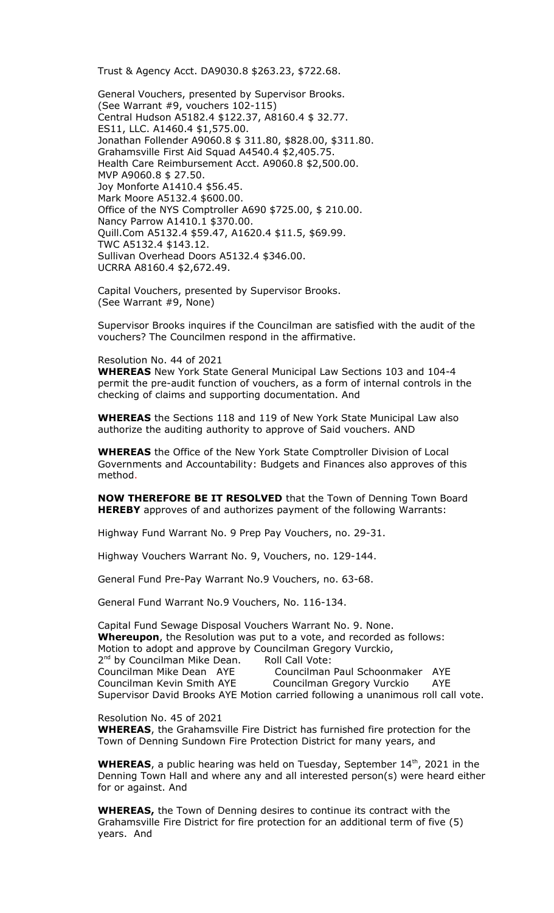Trust & Agency Acct. DA9030.8 $263.23, $722.68.

General Vouchers, presented by Supervisor Brooks.
(See Warrant #9, vouchers 102-115)
Central Hudson A5182.4 $122.37, A8160.4 $ 32.77.
ES11, LLC. A1460.4 $1,575.00.
Jonathan Follender A9060.8 $ 311.80, $828.00, $311.80.
Grahamsville First Aid Squad A4540.4 $2,405.75.
Health Care Reimbursement Acct. A9060.8 $2,500.00.
MVP A9060.8 $ 27.50.
Joy Monforte A1410.4 $56.45.
Mark Moore A5132.4 $600.00.
Office of the NYS Comptroller A690 $725.00, $ 210.00.
Nancy Parrow A1410.1 $370.00.
Quill.Com A5132.4 $59.47, A1620.4 $11.5, $69.99.
TWC A5132.4 $143.12.
Sullivan Overhead Doors A5132.4 $346.00.
UCRRA A8160.4 $2,672.49.

Capital Vouchers, presented by Supervisor Brooks.
(See Warrant #9, None)

Supervisor Brooks inquires if the Councilman are satisfied with the audit of the vouchers? The Councilmen respond in the affirmative.

Resolution No. 44 of 2021
**WHEREAS** New York State General Municipal Law Sections 103 and 104-4 permit the pre-audit function of vouchers, as a form of internal controls in the checking of claims and supporting documentation. And

**WHEREAS** the Sections 118 and 119 of New York State Municipal Law also authorize the auditing authority to approve of Said vouchers. AND

**WHEREAS** the Office of the New York State Comptroller Division of Local Governments and Accountability: Budgets and Finances also approves of this method.

**NOW THEREFORE BE IT RESOLVED** that the Town of Denning Town Board **HEREBY** approves of and authorizes payment of the following Warrants:

Highway Fund Warrant No. 9 Prep Pay Vouchers, no. 29-31.

Highway Vouchers Warrant No. 9, Vouchers, no. 129-144.

General Fund Pre-Pay Warrant No.9 Vouchers, no. 63-68.

General Fund Warrant No.9 Vouchers, No. 116-134.

Capital Fund Sewage Disposal Vouchers Warrant No. 9. None.
**Whereupon**, the Resolution was put to a vote, and recorded as follows:
Motion to adopt and approve by Councilman Gregory Vurckio,
2nd by Councilman Mike Dean. Roll Call Vote:
Councilman Mike Dean AYE Councilman Paul Schoonmaker AYE
Councilman Kevin Smith AYE Councilman Gregory Vurckio AYE
Supervisor David Brooks AYE Motion carried following a unanimous roll call vote.

Resolution No. 45 of 2021
**WHEREAS**, the Grahamsville Fire District has furnished fire protection for the Town of Denning Sundown Fire Protection District for many years, and

**WHEREAS**, a public hearing was held on Tuesday, September 14th, 2021 in the Denning Town Hall and where any and all interested person(s) were heard either for or against. And

**WHEREAS,** the Town of Denning desires to continue its contract with the Grahamsville Fire District for fire protection for an additional term of five (5) years. And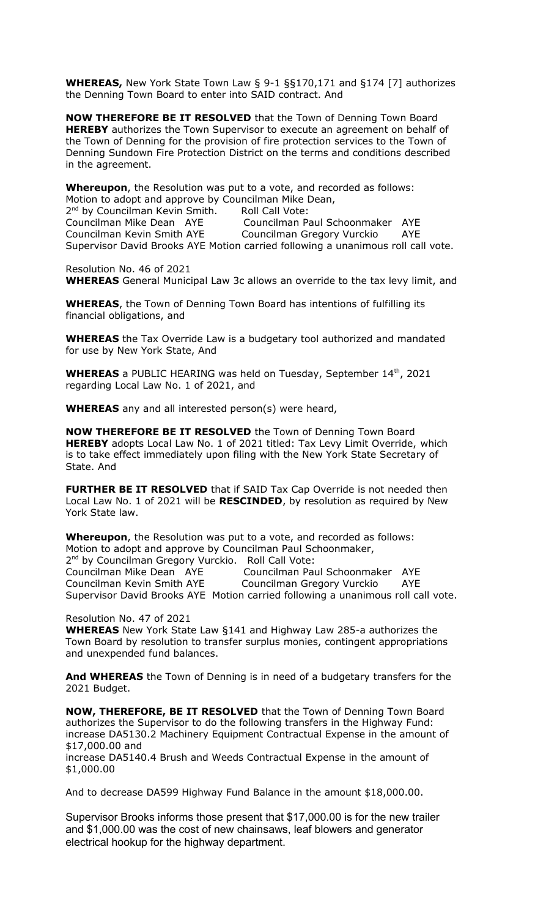**WHEREAS,** New York State Town Law § 9-1 §§170,171 and §174 [7] authorizes the Denning Town Board to enter into SAID contract. And

**NOW THEREFORE BE IT RESOLVED** that the Town of Denning Town Board **HEREBY** authorizes the Town Supervisor to execute an agreement on behalf of the Town of Denning for the provision of fire protection services to the Town of Denning Sundown Fire Protection District on the terms and conditions described in the agreement.

**Whereupon**, the Resolution was put to a vote, and recorded as follows:
Motion to adopt and approve by Councilman Mike Dean,
2nd by Councilman Kevin Smith. Roll Call Vote:
Councilman Mike Dean AYE Councilman Paul Schoonmaker AYE
Councilman Kevin Smith AYE Councilman Gregory Vurckio AYE
Supervisor David Brooks AYE Motion carried following a unanimous roll call vote.

Resolution No. 46 of 2021
**WHEREAS** General Municipal Law 3c allows an override to the tax levy limit, and

**WHEREAS**, the Town of Denning Town Board has intentions of fulfilling its financial obligations, and

**WHEREAS** the Tax Override Law is a budgetary tool authorized and mandated for use by New York State, And

**WHEREAS** a PUBLIC HEARING was held on Tuesday, September 14th, 2021 regarding Local Law No. 1 of 2021, and

**WHEREAS** any and all interested person(s) were heard,

**NOW THEREFORE BE IT RESOLVED** the Town of Denning Town Board **HEREBY** adopts Local Law No. 1 of 2021 titled: Tax Levy Limit Override, which is to take effect immediately upon filing with the New York State Secretary of State. And

**FURTHER BE IT RESOLVED** that if SAID Tax Cap Override is not needed then Local Law No. 1 of 2021 will be **RESCINDED**, by resolution as required by New York State law.

**Whereupon**, the Resolution was put to a vote, and recorded as follows:
Motion to adopt and approve by Councilman Paul Schoonmaker,
2nd by Councilman Gregory Vurckio. Roll Call Vote:
Councilman Mike Dean AYE Councilman Paul Schoonmaker AYE
Councilman Kevin Smith AYE Councilman Gregory Vurckio AYE
Supervisor David Brooks AYE Motion carried following a unanimous roll call vote.

Resolution No. 47 of 2021
**WHEREAS** New York State Law §141 and Highway Law 285-a authorizes the Town Board by resolution to transfer surplus monies, contingent appropriations and unexpended fund balances.

**And WHEREAS** the Town of Denning is in need of a budgetary transfers for the 2021 Budget.

**NOW, THEREFORE, BE IT RESOLVED** that the Town of Denning Town Board authorizes the Supervisor to do the following transfers in the Highway Fund:
increase DA5130.2 Machinery Equipment Contractual Expense in the amount of $17,000.00 and
increase DA5140.4 Brush and Weeds Contractual Expense in the amount of $1,000.00

And to decrease DA599 Highway Fund Balance in the amount $18,000.00.

Supervisor Brooks informs those present that $17,000.00 is for the new trailer and $1,000.00 was the cost of new chainsaws, leaf blowers and generator electrical hookup for the highway department.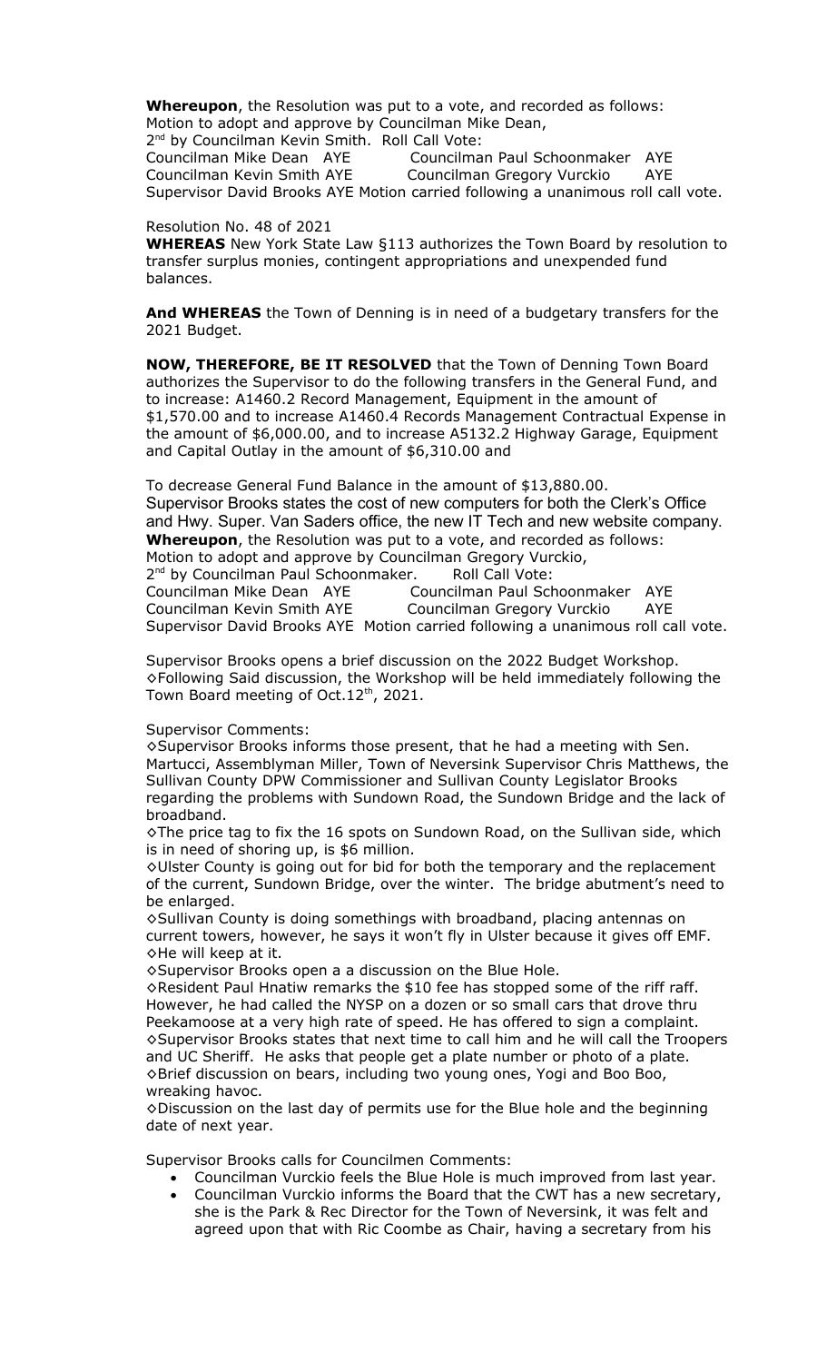**Whereupon**, the Resolution was put to a vote, and recorded as follows:
Motion to adopt and approve by Councilman Mike Dean,
2nd by Councilman Kevin Smith. Roll Call Vote:
Councilman Mike Dean AYE Councilman Paul Schoonmaker AYE
Councilman Kevin Smith AYE Councilman Gregory Vurckio AYE
Supervisor David Brooks AYE Motion carried following a unanimous roll call vote.

Resolution No. 48 of 2021

**WHEREAS** New York State Law §113 authorizes the Town Board by resolution to transfer surplus monies, contingent appropriations and unexpended fund balances.

**And WHEREAS** the Town of Denning is in need of a budgetary transfers for the 2021 Budget.

**NOW, THEREFORE, BE IT RESOLVED** that the Town of Denning Town Board authorizes the Supervisor to do the following transfers in the General Fund, and to increase: A1460.2 Record Management, Equipment in the amount of $1,570.00 and to increase A1460.4 Records Management Contractual Expense in the amount of $6,000.00, and to increase A5132.2 Highway Garage, Equipment and Capital Outlay in the amount of $6,310.00 and

To decrease General Fund Balance in the amount of $13,880.00.
Supervisor Brooks states the cost of new computers for both the Clerk's Office and Hwy. Super. Van Saders office, the new IT Tech and new website company.
**Whereupon**, the Resolution was put to a vote, and recorded as follows:
Motion to adopt and approve by Councilman Gregory Vurckio,
2nd by Councilman Paul Schoonmaker. Roll Call Vote:
Councilman Mike Dean AYE Councilman Paul Schoonmaker AYE
Councilman Kevin Smith AYE Councilman Gregory Vurckio AYE
Supervisor David Brooks AYE Motion carried following a unanimous roll call vote.

Supervisor Brooks opens a brief discussion on the 2022 Budget Workshop.
◇Following Said discussion, the Workshop will be held immediately following the Town Board meeting of Oct.12th, 2021.

Supervisor Comments:
◇Supervisor Brooks informs those present, that he had a meeting with Sen. Martucci, Assemblyman Miller, Town of Neversink Supervisor Chris Matthews, the Sullivan County DPW Commissioner and Sullivan County Legislator Brooks regarding the problems with Sundown Road, the Sundown Bridge and the lack of broadband.
◇The price tag to fix the 16 spots on Sundown Road, on the Sullivan side, which is in need of shoring up, is $6 million.
◇Ulster County is going out for bid for both the temporary and the replacement of the current, Sundown Bridge, over the winter. The bridge abutment's need to be enlarged.
◇Sullivan County is doing somethings with broadband, placing antennas on current towers, however, he says it won't fly in Ulster because it gives off EMF.
◇He will keep at it.
◇Supervisor Brooks open a a discussion on the Blue Hole.
◇Resident Paul Hnatiw remarks the $10 fee has stopped some of the riff raff. However, he had called the NYSP on a dozen or so small cars that drove thru Peekamoose at a very high rate of speed. He has offered to sign a complaint.
◇Supervisor Brooks states that next time to call him and he will call the Troopers and UC Sheriff. He asks that people get a plate number or photo of a plate.
◇Brief discussion on bears, including two young ones, Yogi and Boo Boo, wreaking havoc.
◇Discussion on the last day of permits use for the Blue hole and the beginning date of next year.

Supervisor Brooks calls for Councilmen Comments:

- Councilman Vurckio feels the Blue Hole is much improved from last year.
- Councilman Vurckio informs the Board that the CWT has a new secretary, she is the Park & Rec Director for the Town of Neversink, it was felt and agreed upon that with Ric Coombe as Chair, having a secretary from his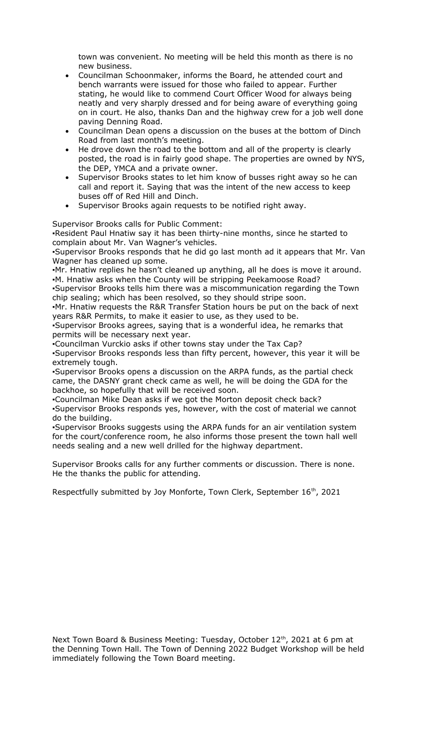town was convenient. No meeting will be held this month as there is no new business.

- Councilman Schoonmaker, informs the Board, he attended court and bench warrants were issued for those who failed to appear. Further stating, he would like to commend Court Officer Wood for always being neatly and very sharply dressed and for being aware of everything going on in court. He also, thanks Dan and the highway crew for a job well done paving Denning Road.
- Councilman Dean opens a discussion on the buses at the bottom of Dinch Road from last month's meeting.
- He drove down the road to the bottom and all of the property is clearly posted, the road is in fairly good shape. The properties are owned by NYS, the DEP, YMCA and a private owner.
- Supervisor Brooks states to let him know of busses right away so he can call and report it. Saying that was the intent of the new access to keep buses off of Red Hill and Dinch.
- Supervisor Brooks again requests to be notified right away.

Supervisor Brooks calls for Public Comment:

▪Resident Paul Hnatiw say it has been thirty-nine months, since he started to complain about Mr. Van Wagner's vehicles.

▪Supervisor Brooks responds that he did go last month ad it appears that Mr. Van Wagner has cleaned up some.

▪Mr. Hnatiw replies he hasn't cleaned up anything, all he does is move it around.

▪M. Hnatiw asks when the County will be stripping Peekamoose Road?

▪Supervisor Brooks tells him there was a miscommunication regarding the Town chip sealing; which has been resolved, so they should stripe soon.

▪Mr. Hnatiw requests the R&R Transfer Station hours be put on the back of next years R&R Permits, to make it easier to use, as they used to be.

▪Supervisor Brooks agrees, saying that is a wonderful idea, he remarks that permits will be necessary next year.

▪Councilman Vurckio asks if other towns stay under the Tax Cap?

▪Supervisor Brooks responds less than fifty percent, however, this year it will be extremely tough.

▪Supervisor Brooks opens a discussion on the ARPA funds, as the partial check came, the DASNY grant check came as well, he will be doing the GDA for the backhoe, so hopefully that will be received soon.

▪Councilman Mike Dean asks if we got the Morton deposit check back?

▪Supervisor Brooks responds yes, however, with the cost of material we cannot do the building.

▪Supervisor Brooks suggests using the ARPA funds for an air ventilation system for the court/conference room, he also informs those present the town hall well needs sealing and a new well drilled for the highway department.

Supervisor Brooks calls for any further comments or discussion. There is none. He the thanks the public for attending.

Respectfully submitted by Joy Monforte, Town Clerk, September 16th, 2021

Next Town Board & Business Meeting: Tuesday, October 12th, 2021 at 6 pm at the Denning Town Hall. The Town of Denning 2022 Budget Workshop will be held immediately following the Town Board meeting.